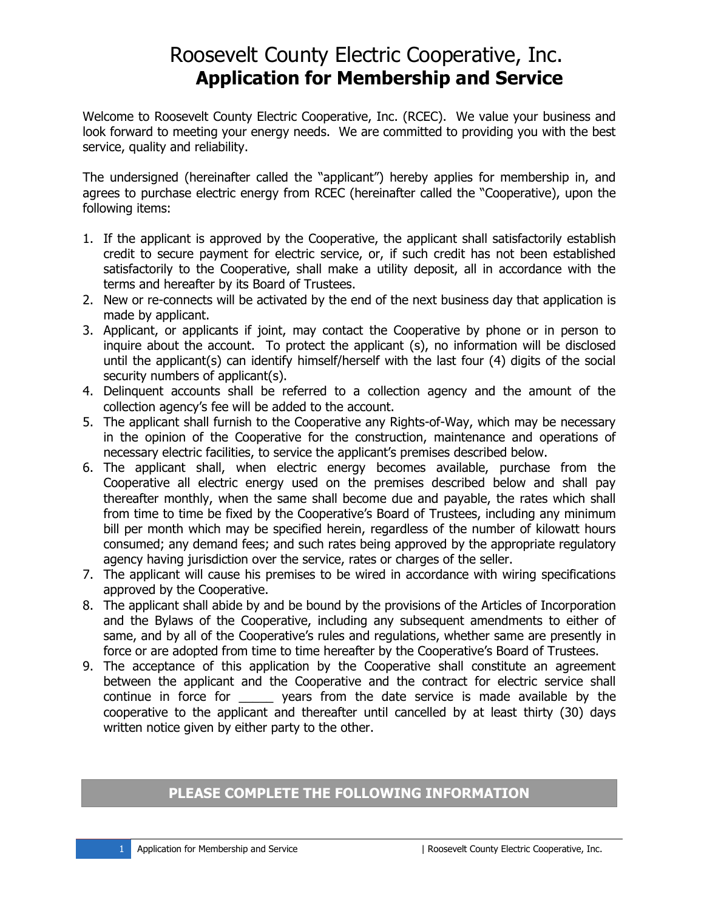# Roosevelt County Electric Cooperative, Inc.
## Application for Membership and Service

Welcome to Roosevelt County Electric Cooperative, Inc. (RCEC). We value your business and look forward to meeting your energy needs. We are committed to providing you with the best service, quality and reliability.

The undersigned (hereinafter called the "applicant") hereby applies for membership in, and agrees to purchase electric energy from RCEC (hereinafter called the "Cooperative), upon the following items:

1. If the applicant is approved by the Cooperative, the applicant shall satisfactorily establish credit to secure payment for electric service, or, if such credit has not been established satisfactorily to the Cooperative, shall make a utility deposit, all in accordance with the terms and hereafter by its Board of Trustees.
2. New or re-connects will be activated by the end of the next business day that application is made by applicant.
3. Applicant, or applicants if joint, may contact the Cooperative by phone or in person to inquire about the account. To protect the applicant (s), no information will be disclosed until the applicant(s) can identify himself/herself with the last four (4) digits of the social security numbers of applicant(s).
4. Delinquent accounts shall be referred to a collection agency and the amount of the collection agency's fee will be added to the account.
5. The applicant shall furnish to the Cooperative any Rights-of-Way, which may be necessary in the opinion of the Cooperative for the construction, maintenance and operations of necessary electric facilities, to service the applicant's premises described below.
6. The applicant shall, when electric energy becomes available, purchase from the Cooperative all electric energy used on the premises described below and shall pay thereafter monthly, when the same shall become due and payable, the rates which shall from time to time be fixed by the Cooperative's Board of Trustees, including any minimum bill per month which may be specified herein, regardless of the number of kilowatt hours consumed; any demand fees; and such rates being approved by the appropriate regulatory agency having jurisdiction over the service, rates or charges of the seller.
7. The applicant will cause his premises to be wired in accordance with wiring specifications approved by the Cooperative.
8. The applicant shall abide by and be bound by the provisions of the Articles of Incorporation and the Bylaws of the Cooperative, including any subsequent amendments to either of same, and by all of the Cooperative's rules and regulations, whether same are presently in force or are adopted from time to time hereafter by the Cooperative's Board of Trustees.
9. The acceptance of this application by the Cooperative shall constitute an agreement between the applicant and the Cooperative and the contract for electric service shall continue in force for _____ years from the date service is made available by the cooperative to the applicant and thereafter until cancelled by at least thirty (30) days written notice given by either party to the other.

**PLEASE COMPLETE THE FOLLOWING INFORMATION**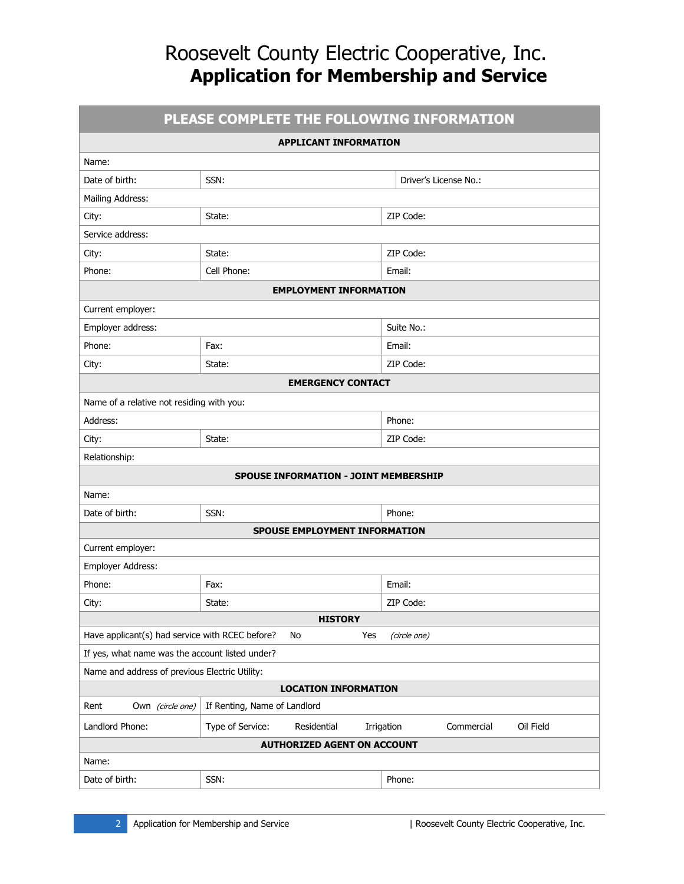# Roosevelt County Electric Cooperative, Inc.
## Application for Membership and Service

| PLEASE COMPLETE THE FOLLOWING INFORMATION | | |
|---|---|---|
| **APPLICANT INFORMATION** | | |
| Name: | | |
| Date of birth: | SSN: | Driver's License No.: |
| Mailing Address: | | |
| City: | State: | ZIP Code: |
| Service address: | | |
| City: | State: | ZIP Code: |
| Phone: | Cell Phone: | Email: |
| **EMPLOYMENT INFORMATION** | | |
| Current employer: | | |
| Employer address: | | Suite No.: |
| Phone: | Fax: | Email: |
| City: | State: | ZIP Code: |
| **EMERGENCY CONTACT** | | |
| Name of a relative not residing with you: | | |
| Address: | | Phone: |
| City: | State: | ZIP Code: |
| Relationship: | | |
| **SPOUSE INFORMATION - JOINT MEMBERSHIP** | | |
| Name: | | |
| Date of birth: | SSN: | Phone: |
| **SPOUSE EMPLOYMENT INFORMATION** | | |
| Current employer: | | |
| Employer Address: | | |
| Phone: | Fax: | Email: |
| City: | State: | ZIP Code: |
| **HISTORY** | | |
| Have applicant(s) had service with RCEC before? No Yes *(circle one)* | | |
| If yes, what name was the account listed under? | | |
| Name and address of previous Electric Utility: | | |
| **LOCATION INFORMATION** | | |
| Rent Own *(circle one)* | If Renting, Name of Landlord | |
| Landlord Phone: | Type of Service: Residential Irrigation Commercial Oil Field | |
| **AUTHORIZED AGENT ON ACCOUNT** | | |
| Name: | | |
| Date of birth: | SSN: | Phone: |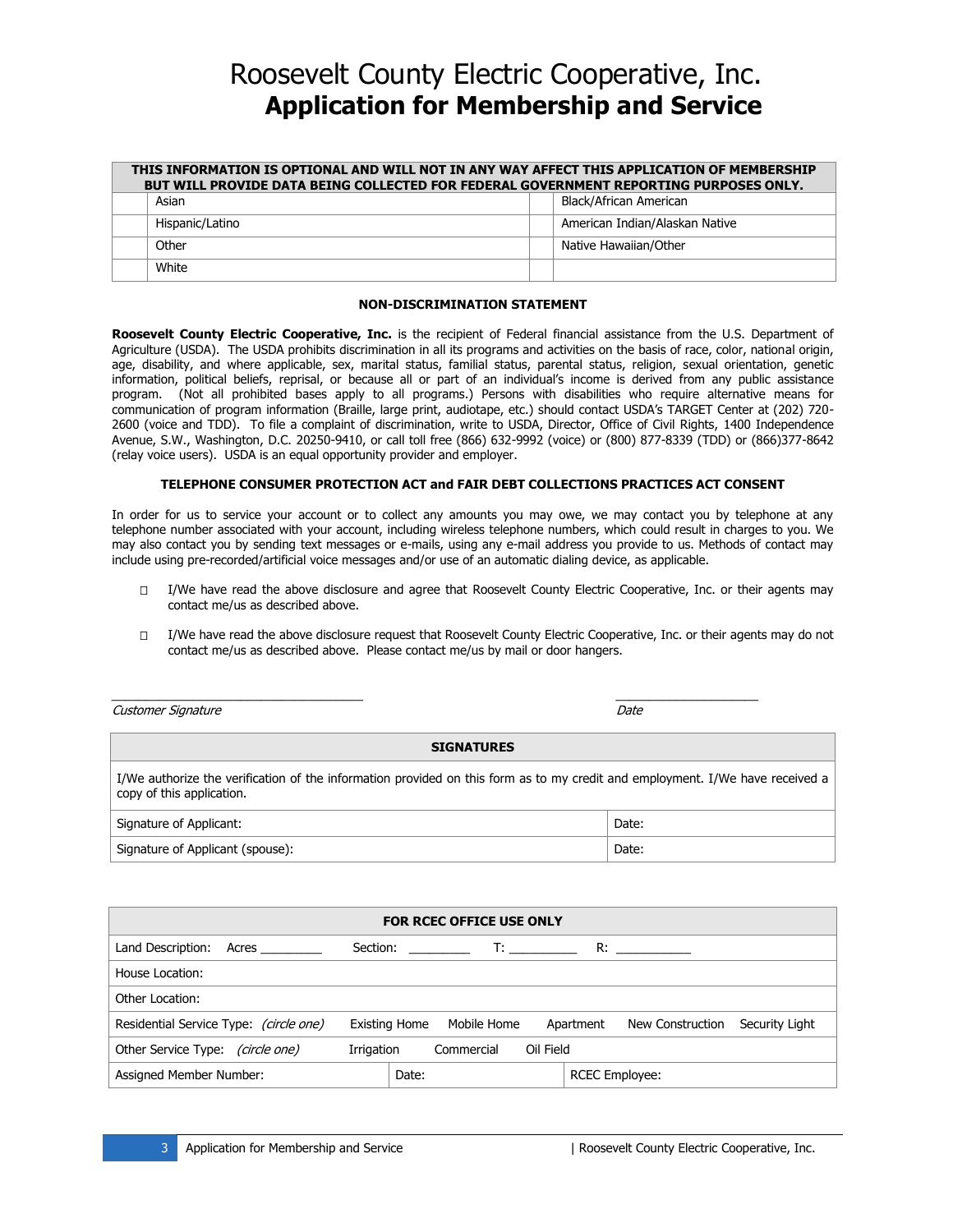# Roosevelt County Electric Cooperative, Inc.
# **Application for Membership and Service**

| | **THIS INFORMATION IS OPTIONAL AND WILL NOT IN ANY WAY AFFECT THIS APPLICATION OF MEMBERSHIP BUT WILL PROVIDE DATA BEING COLLECTED FOR FEDERAL GOVERNMENT REPORTING PURPOSES ONLY.** | | |
|---|---|---|---|
| | Asian | | Black/African American |
| | Hispanic/Latino | | American Indian/Alaskan Native |
| | Other | | Native Hawaiian/Other |
| | White | | |

### NON-DISCRIMINATION STATEMENT

**Roosevelt County Electric Cooperative, Inc.** is the recipient of Federal financial assistance from the U.S. Department of Agriculture (USDA). The USDA prohibits discrimination in all its programs and activities on the basis of race, color, national origin, age, disability, and where applicable, sex, marital status, familial status, parental status, religion, sexual orientation, genetic information, political beliefs, reprisal, or because all or part of an individual's income is derived from any public assistance program. (Not all prohibited bases apply to all programs.) Persons with disabilities who require alternative means for communication of program information (Braille, large print, audiotape, etc.) should contact USDA's TARGET Center at (202) 720-2600 (voice and TDD). To file a complaint of discrimination, write to USDA, Director, Office of Civil Rights, 1400 Independence Avenue, S.W., Washington, D.C. 20250-9410, or call toll free (866) 632-9992 (voice) or (800) 877-8339 (TDD) or (866)377-8642 (relay voice users). USDA is an equal opportunity provider and employer.

### TELEPHONE CONSUMER PROTECTION ACT and FAIR DEBT COLLECTIONS PRACTICES ACT CONSENT

In order for us to service your account or to collect any amounts you may owe, we may contact you by telephone at any telephone number associated with your account, including wireless telephone numbers, which could result in charges to you. We may also contact you by sending text messages or e-mails, using any e-mail address you provide to us. Methods of contact may include using pre-recorded/artificial voice messages and/or use of an automatic dialing device, as applicable.

- ☐ I/We have read the above disclosure and agree that Roosevelt County Electric Cooperative, Inc. or their agents may contact me/us as described above.

- ☐ I/We have read the above disclosure request that Roosevelt County Electric Cooperative, Inc. or their agents may do not contact me/us as described above. Please contact me/us by mail or door hangers.

___________________________________ ____________________

*Customer Signature* *Date*

| **SIGNATURES** | |
|---|---|
| I/We authorize the verification of the information provided on this form as to my credit and employment. I/We have received a copy of this application. | |
| Signature of Applicant: | Date: |
| Signature of Applicant (spouse): | Date: |

| **FOR RCEC OFFICE USE ONLY** | | |
|---|---|---|
| Land Description: Acres _________ Section: _________ T: __________ R: ___________ | | |
| House Location: | | |
| Other Location: | | |
| Residential Service Type: *(circle one)* Existing Home Mobile Home Apartment New Construction Security Light | | |
| Other Service Type: *(circle one)* Irrigation Commercial Oil Field | | |
| Assigned Member Number: | Date: | RCEC Employee: |